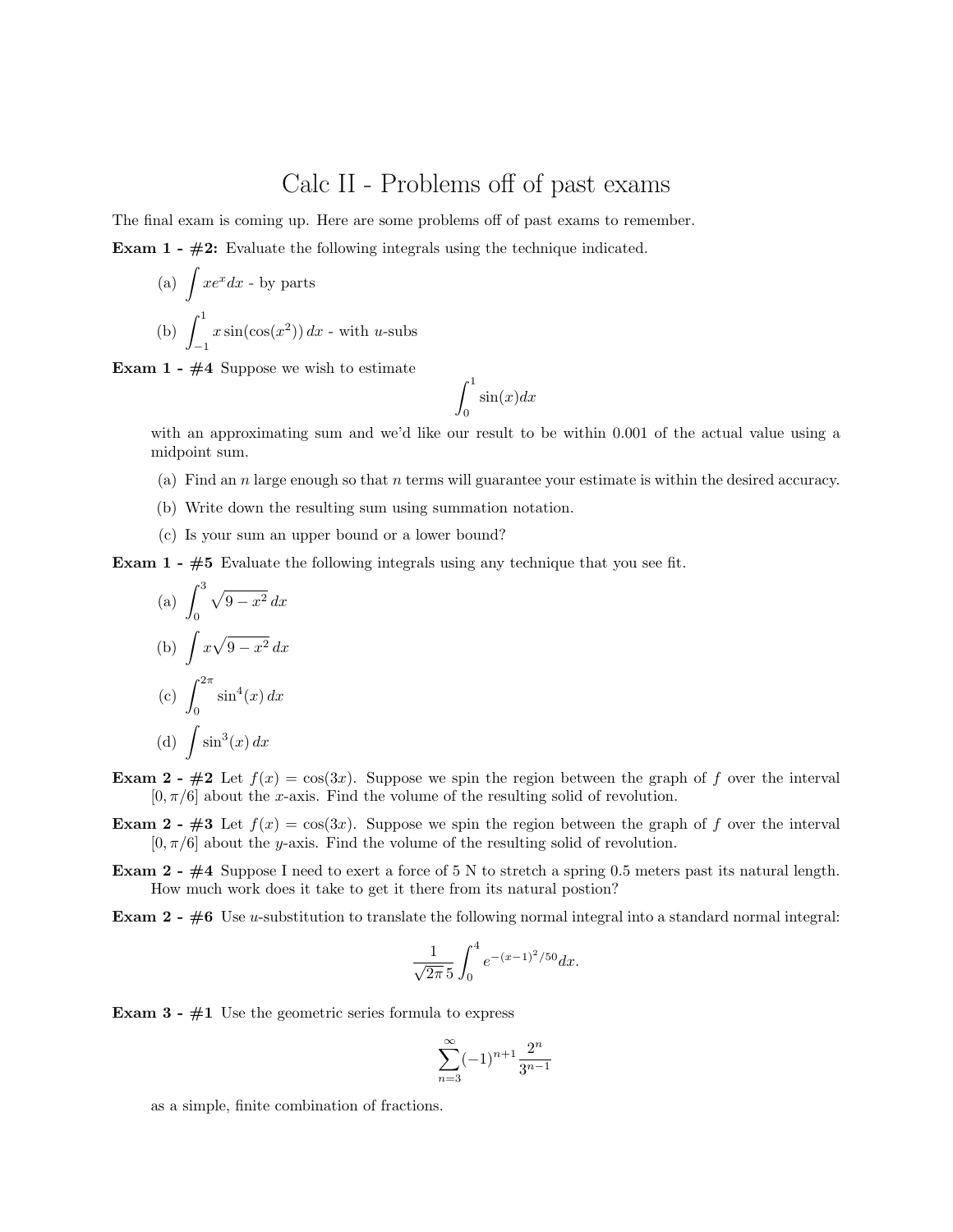# Calc II - Problems off of past exams

The final exam is coming up. Here are some problems off of past exams to remember.

**Exam 1 - #2:** Evaluate the following integrals using the technique indicated.

(a) $\int xe^x dx$ - by parts

(b) $\int_{-1}^{1} x\sin(\cos(x^2))\, dx$ - with $u$-subs

**Exam 1 - #4** Suppose we wish to estimate

$$\int_0^1 \sin(x)dx$$

with an approximating sum and we'd like our result to be within 0.001 of the actual value using a midpoint sum.

(a) Find an $n$ large enough so that $n$ terms will guarantee your estimate is within the desired accuracy.

(b) Write down the resulting sum using summation notation.

(c) Is your sum an upper bound or a lower bound?

**Exam 1 - #5** Evaluate the following integrals using any technique that you see fit.

(a) $\int_0^3 \sqrt{9-x^2}\, dx$

(b) $\int x\sqrt{9-x^2}\, dx$

(c) $\int_0^{2\pi} \sin^4(x)\, dx$

(d) $\int \sin^3(x)\, dx$

**Exam 2 - #2** Let $f(x) = \cos(3x)$. Suppose we spin the region between the graph of $f$ over the interval $[0, \pi/6]$ about the $x$-axis. Find the volume of the resulting solid of revolution.

**Exam 2 - #3** Let $f(x) = \cos(3x)$. Suppose we spin the region between the graph of $f$ over the interval $[0, \pi/6]$ about the $y$-axis. Find the volume of the resulting solid of revolution.

**Exam 2 - #4** Suppose I need to exert a force of 5 N to stretch a spring 0.5 meters past its natural length. How much work does it take to get it there from its natural postion?

**Exam 2 - #6** Use $u$-substitution to translate the following normal integral into a standard normal integral:

$$\frac{1}{\sqrt{2\pi}\,5}\int_0^4 e^{-(x-1)^2/50}dx.$$

**Exam 3 - #1** Use the geometric series formula to express

$$\sum_{n=3}^{\infty}(-1)^{n+1}\frac{2^n}{3^{n-1}}$$

as a simple, finite combination of fractions.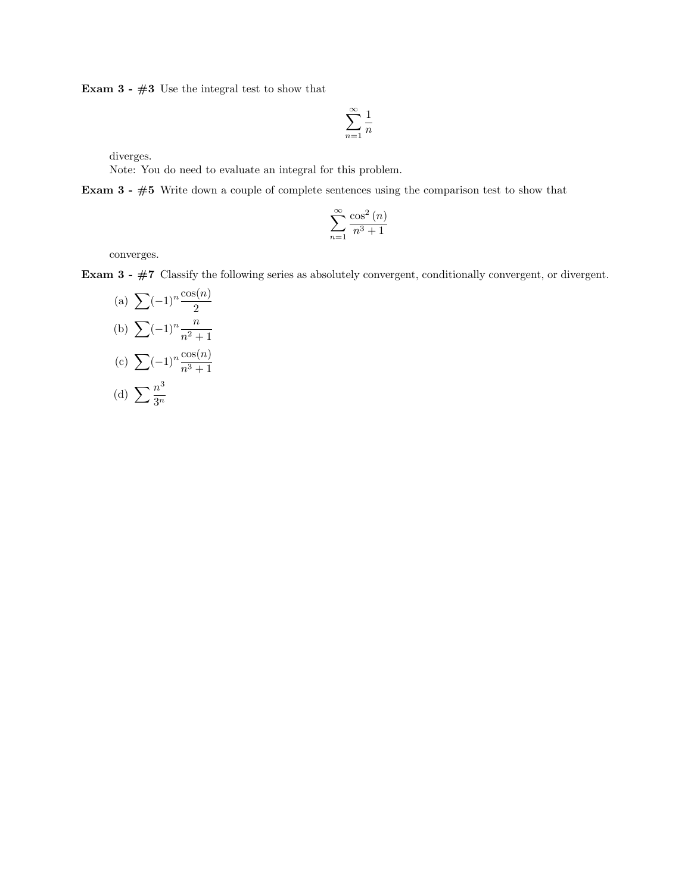**Exam 3 - #3** Use the integral test to show that

$$\sum_{n=1}^{\infty} \frac{1}{n}$$

diverges.

Note: You do need to evaluate an integral for this problem.

**Exam 3 - #5** Write down a couple of complete sentences using the comparison test to show that

$$\sum_{n=1}^{\infty} \frac{\cos^2(n)}{n^3+1}$$

converges.

**Exam 3 - #7** Classify the following series as absolutely convergent, conditionally convergent, or divergent.

(a) $\sum (-1)^n \frac{\cos(n)}{2}$

(b) $\sum (-1)^n \frac{n}{n^2+1}$

(c) $\sum (-1)^n \frac{\cos(n)}{n^3+1}$

(d) $\sum \frac{n^3}{3^n}$